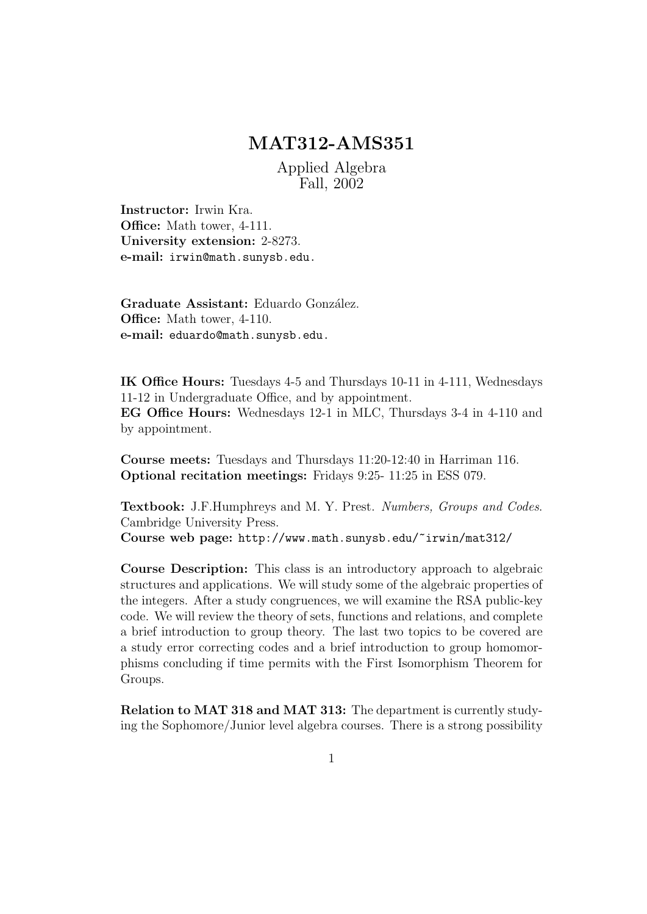# MAT312-AMS351

Applied Algebra
Fall, 2002

**Instructor:** Irwin Kra.
**Office:** Math tower, 4-111.
**University extension:** 2-8273.
**e-mail:** `irwin@math.sunysb.edu`.

**Graduate Assistant:** Eduardo González.
**Office:** Math tower, 4-110.
**e-mail:** `eduardo@math.sunysb.edu`.

**IK Office Hours:** Tuesdays 4-5 and Thursdays 10-11 in 4-111, Wednesdays 11-12 in Undergraduate Office, and by appointment.
**EG Office Hours:** Wednesdays 12-1 in MLC, Thursdays 3-4 in 4-110 and by appointment.

**Course meets:** Tuesdays and Thursdays 11:20-12:40 in Harriman 116.
**Optional recitation meetings:** Fridays 9:25- 11:25 in ESS 079.

**Textbook:** J.F.Humphreys and M. Y. Prest. *Numbers, Groups and Codes*. Cambridge University Press.
**Course web page:** `http://www.math.sunysb.edu/~irwin/mat312/`

**Course Description:** This class is an introductory approach to algebraic structures and applications. We will study some of the algebraic properties of the integers. After a study congruences, we will examine the RSA public-key code. We will review the theory of sets, functions and relations, and complete a brief introduction to group theory. The last two topics to be covered are a study error correcting codes and a brief introduction to group homomorphisms concluding if time permits with the First Isomorphism Theorem for Groups.

**Relation to MAT 318 and MAT 313:** The department is currently studying the Sophomore/Junior level algebra courses. There is a strong possibility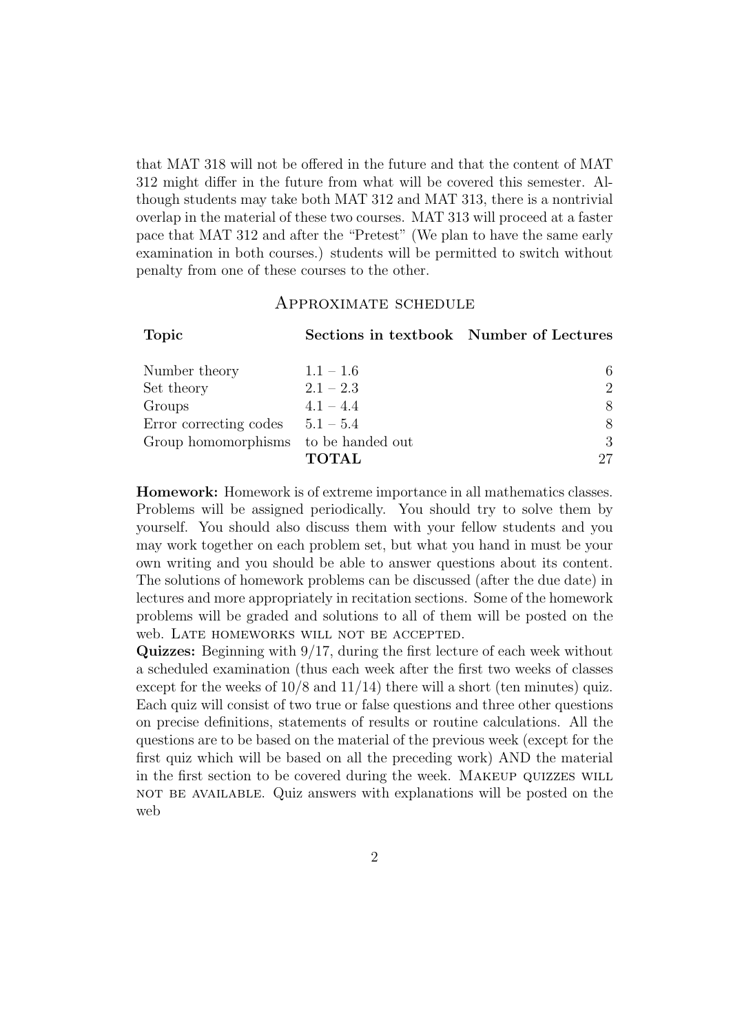that MAT 318 will not be offered in the future and that the content of MAT 312 might differ in the future from what will be covered this semester. Although students may take both MAT 312 and MAT 313, there is a nontrivial overlap in the material of these two courses. MAT 313 will proceed at a faster pace that MAT 312 and after the "Pretest" (We plan to have the same early examination in both courses.) students will be permitted to switch without penalty from one of these courses to the other.

## Approximate schedule

| Topic | Sections in textbook | Number of Lectures |
|---|---|---|
| Number theory | 1.1 – 1.6 | 6 |
| Set theory | 2.1 – 2.3 | 2 |
| Groups | 4.1 – 4.4 | 8 |
| Error correcting codes | 5.1 – 5.4 | 8 |
| Group homomorphisms | to be handed out | 3 |
| | **TOTAL** | 27 |

**Homework:** Homework is of extreme importance in all mathematics classes. Problems will be assigned periodically. You should try to solve them by yourself. You should also discuss them with your fellow students and you may work together on each problem set, but what you hand in must be your own writing and you should be able to answer questions about its content. The solutions of homework problems can be discussed (after the due date) in lectures and more appropriately in recitation sections. Some of the homework problems will be graded and solutions to all of them will be posted on the web. LATE HOMEWORKS WILL NOT BE ACCEPTED.

**Quizzes:** Beginning with 9/17, during the first lecture of each week without a scheduled examination (thus each week after the first two weeks of classes except for the weeks of 10/8 and 11/14) there will a short (ten minutes) quiz. Each quiz will consist of two true or false questions and three other questions on precise definitions, statements of results or routine calculations. All the questions are to be based on the material of the previous week (except for the first quiz which will be based on all the preceding work) AND the material in the first section to be covered during the week. MAKEUP QUIZZES WILL NOT BE AVAILABLE. Quiz answers with explanations will be posted on the web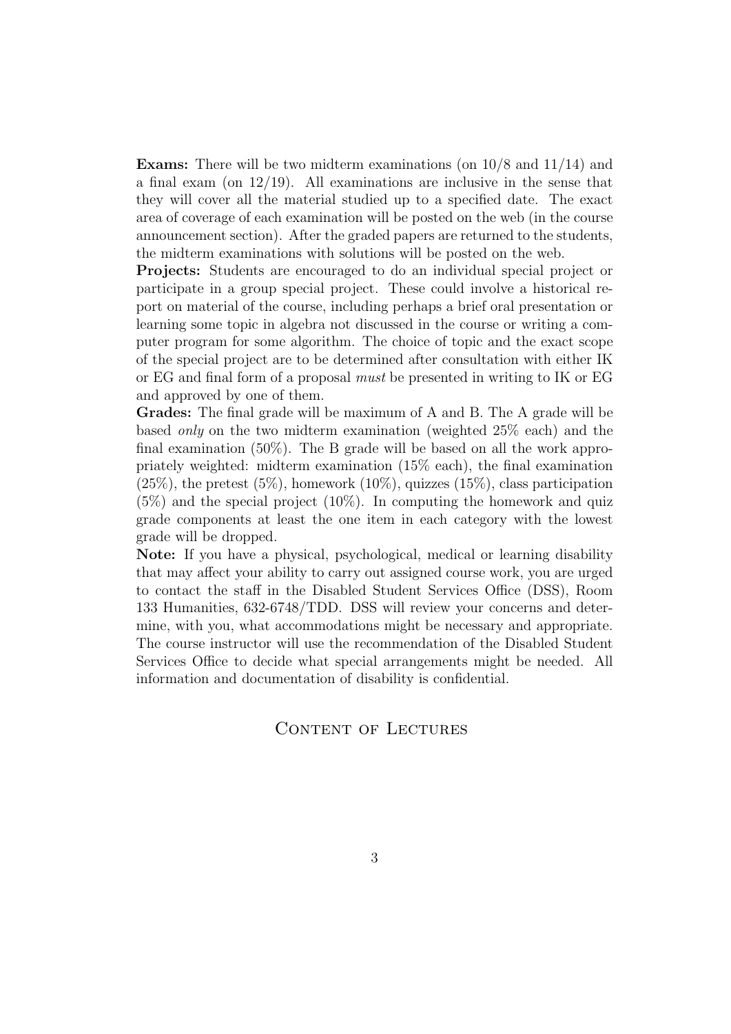**Exams:** There will be two midterm examinations (on 10/8 and 11/14) and a final exam (on 12/19). All examinations are inclusive in the sense that they will cover all the material studied up to a specified date. The exact area of coverage of each examination will be posted on the web (in the course announcement section). After the graded papers are returned to the students, the midterm examinations with solutions will be posted on the web.

**Projects:** Students are encouraged to do an individual special project or participate in a group special project. These could involve a historical report on material of the course, including perhaps a brief oral presentation or learning some topic in algebra not discussed in the course or writing a computer program for some algorithm. The choice of topic and the exact scope of the special project are to be determined after consultation with either IK or EG and final form of a proposal *must* be presented in writing to IK or EG and approved by one of them.

**Grades:** The final grade will be maximum of A and B. The A grade will be based *only* on the two midterm examination (weighted 25% each) and the final examination (50%). The B grade will be based on all the work appropriately weighted: midterm examination (15% each), the final examination (25%), the pretest (5%), homework (10%), quizzes (15%), class participation (5%) and the special project (10%). In computing the homework and quiz grade components at least the one item in each category with the lowest grade will be dropped.

**Note:** If you have a physical, psychological, medical or learning disability that may affect your ability to carry out assigned course work, you are urged to contact the staff in the Disabled Student Services Office (DSS), Room 133 Humanities, 632-6748/TDD. DSS will review your concerns and determine, with you, what accommodations might be necessary and appropriate. The course instructor will use the recommendation of the Disabled Student Services Office to decide what special arrangements might be needed. All information and documentation of disability is confidential.

## Content of Lectures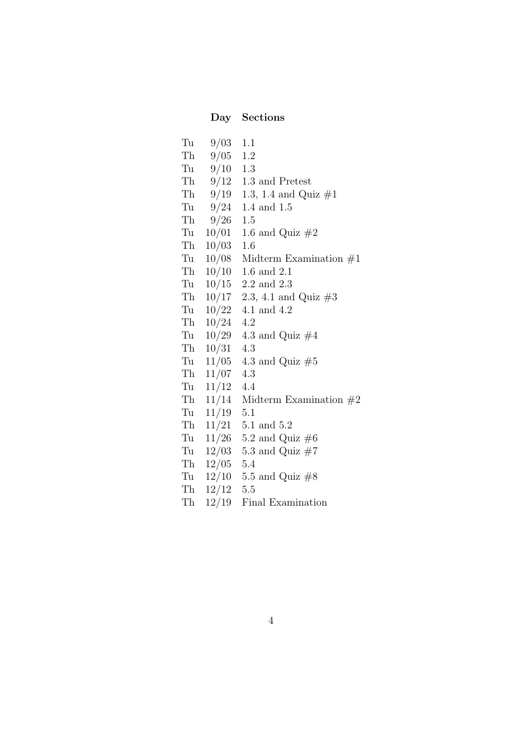| | Day | Sections |
|---|---|---|
| Tu | 9/03 | 1.1 |
| Th | 9/05 | 1.2 |
| Tu | 9/10 | 1.3 |
| Th | 9/12 | 1.3 and Pretest |
| Th | 9/19 | 1.3, 1.4 and Quiz #1 |
| Tu | 9/24 | 1.4 and 1.5 |
| Th | 9/26 | 1.5 |
| Tu | 10/01 | 1.6 and Quiz #2 |
| Th | 10/03 | 1.6 |
| Tu | 10/08 | Midterm Examination #1 |
| Th | 10/10 | 1.6 and 2.1 |
| Tu | 10/15 | 2.2 and 2.3 |
| Th | 10/17 | 2.3, 4.1 and Quiz #3 |
| Tu | 10/22 | 4.1 and 4.2 |
| Th | 10/24 | 4.2 |
| Tu | 10/29 | 4.3 and Quiz #4 |
| Th | 10/31 | 4.3 |
| Tu | 11/05 | 4.3 and Quiz #5 |
| Th | 11/07 | 4.3 |
| Tu | 11/12 | 4.4 |
| Th | 11/14 | Midterm Examination #2 |
| Tu | 11/19 | 5.1 |
| Th | 11/21 | 5.1 and 5.2 |
| Tu | 11/26 | 5.2 and Quiz #6 |
| Tu | 12/03 | 5.3 and Quiz #7 |
| Th | 12/05 | 5.4 |
| Tu | 12/10 | 5.5 and Quiz #8 |
| Th | 12/12 | 5.5 |
| Th | 12/19 | Final Examination |